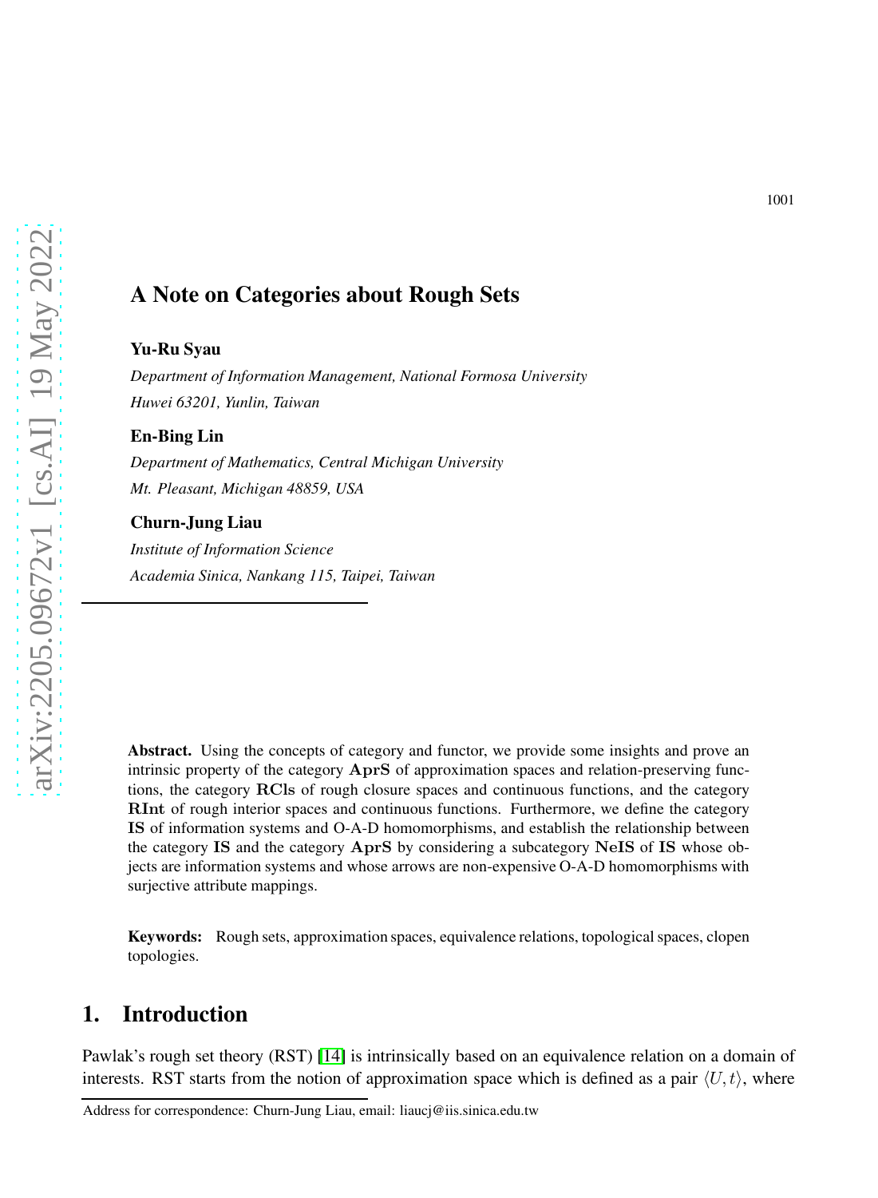# A Note on Categories about Rough Sets

**Yu-Ru Syau**

*Department of Information Management, National Formosa University*
*Huwei 63201, Yunlin, Taiwan*

**En-Bing Lin**

*Department of Mathematics, Central Michigan University*
*Mt. Pleasant, Michigan 48859, USA*

**Churn-Jung Liau**

*Institute of Information Science*
*Academia Sinica, Nankang 115, Taipei, Taiwan*

**Abstract.** Using the concepts of category and functor, we provide some insights and prove an intrinsic property of the category **AprS** of approximation spaces and relation-preserving functions, the category **RCls** of rough closure spaces and continuous functions, and the category **RInt** of rough interior spaces and continuous functions. Furthermore, we define the category **IS** of information systems and O-A-D homomorphisms, and establish the relationship between the category **IS** and the category **AprS** by considering a subcategory **NeIS** of **IS** whose objects are information systems and whose arrows are non-expensive O-A-D homomorphisms with surjective attribute mappings.

**Keywords:** Rough sets, approximation spaces, equivalence relations, topological spaces, clopen topologies.

## 1. Introduction

Pawlak's rough set theory (RST) [14] is intrinsically based on an equivalence relation on a domain of interests. RST starts from the notion of approximation space which is defined as a pair $\langle U, t \rangle$, where

Address for correspondence: Churn-Jung Liau, email: liaucj@iis.sinica.edu.tw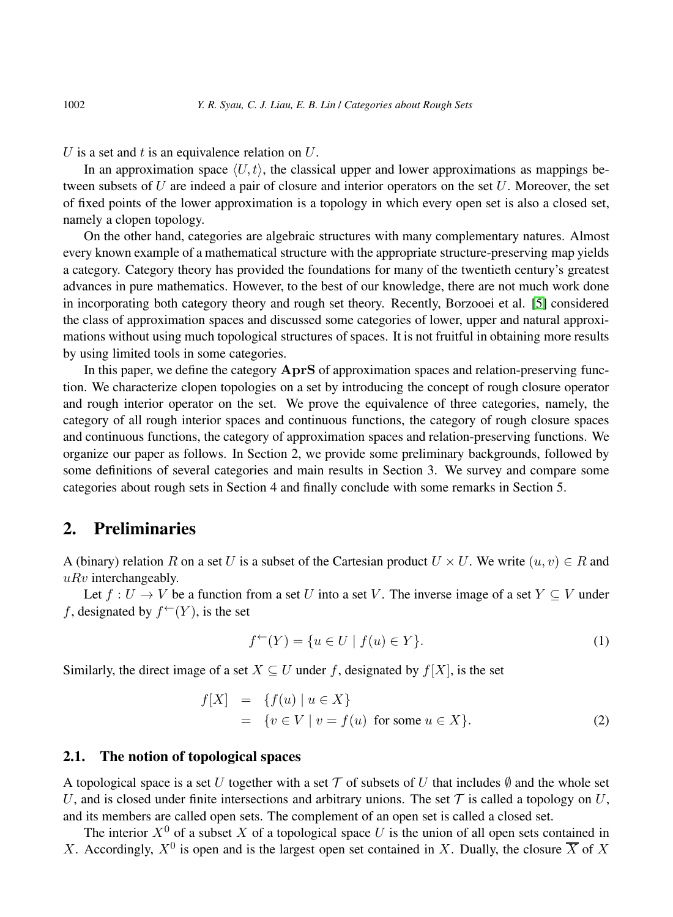$U$ is a set and $t$ is an equivalence relation on $U$.

In an approximation space $\langle U, t\rangle$, the classical upper and lower approximations as mappings between subsets of $U$ are indeed a pair of closure and interior operators on the set $U$. Moreover, the set of fixed points of the lower approximation is a topology in which every open set is also a closed set, namely a clopen topology.

On the other hand, categories are algebraic structures with many complementary natures. Almost every known example of a mathematical structure with the appropriate structure-preserving map yields a category. Category theory has provided the foundations for many of the twentieth century's greatest advances in pure mathematics. However, to the best of our knowledge, there are not much work done in incorporating both category theory and rough set theory. Recently, Borzooei et al. [5] considered the class of approximation spaces and discussed some categories of lower, upper and natural approximations without using much topological structures of spaces. It is not fruitful in obtaining more results by using limited tools in some categories.

In this paper, we define the category **AprS** of approximation spaces and relation-preserving function. We characterize clopen topologies on a set by introducing the concept of rough closure operator and rough interior operator on the set. We prove the equivalence of three categories, namely, the category of all rough interior spaces and continuous functions, the category of rough closure spaces and continuous functions, the category of approximation spaces and relation-preserving functions. We organize our paper as follows. In Section 2, we provide some preliminary backgrounds, followed by some definitions of several categories and main results in Section 3. We survey and compare some categories about rough sets in Section 4 and finally conclude with some remarks in Section 5.

## 2. Preliminaries

A (binary) relation $R$ on a set $U$ is a subset of the Cartesian product $U \times U$. We write $(u, v) \in R$ and $uRv$ interchangeably.

Let $f : U \to V$ be a function from a set $U$ into a set $V$. The inverse image of a set $Y \subseteq V$ under $f$, designated by $f^{\leftarrow}(Y)$, is the set

$$f^{\leftarrow}(Y) = \{u \in U \mid f(u) \in Y\}. \tag{1}$$

Similarly, the direct image of a set $X \subseteq U$ under $f$, designated by $f[X]$, is the set

$$\begin{aligned} f[X] &= \{f(u) \mid u \in X\} \\ &= \{v \in V \mid v = f(u) \text{ for some } u \in X\}. \end{aligned} \tag{2}$$

### 2.1. The notion of topological spaces

A topological space is a set $U$ together with a set $\mathcal{T}$ of subsets of $U$ that includes $\emptyset$ and the whole set $U$, and is closed under finite intersections and arbitrary unions. The set $\mathcal{T}$ is called a topology on $U$, and its members are called open sets. The complement of an open set is called a closed set.

The interior $X^0$ of a subset $X$ of a topological space $U$ is the union of all open sets contained in $X$. Accordingly, $X^0$ is open and is the largest open set contained in $X$. Dually, the closure $\overline{X}$ of $X$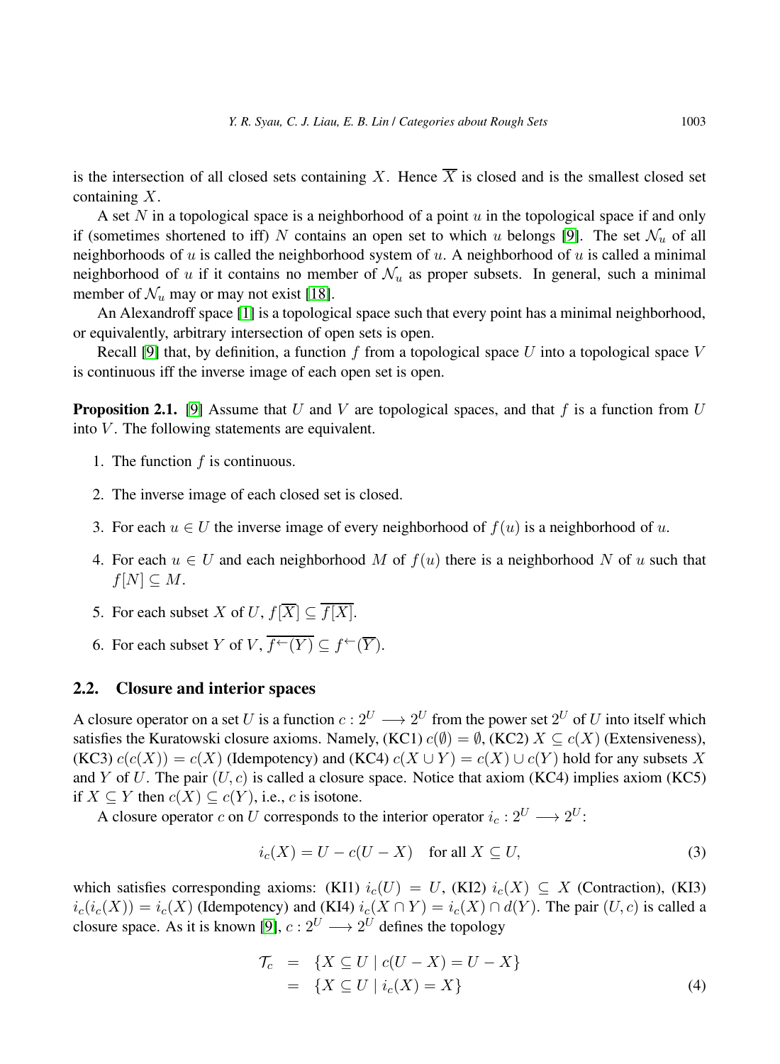is the intersection of all closed sets containing $X$. Hence $\overline{X}$ is closed and is the smallest closed set containing $X$.

A set $N$ in a topological space is a neighborhood of a point $u$ in the topological space if and only if (sometimes shortened to iff) $N$ contains an open set to which $u$ belongs [9]. The set $\mathcal{N}_u$ of all neighborhoods of $u$ is called the neighborhood system of $u$. A neighborhood of $u$ is called a minimal neighborhood of $u$ if it contains no member of $\mathcal{N}_u$ as proper subsets. In general, such a minimal member of $\mathcal{N}_u$ may or may not exist [18].

An Alexandroff space [1] is a topological space such that every point has a minimal neighborhood, or equivalently, arbitrary intersection of open sets is open.

Recall [9] that, by definition, a function $f$ from a topological space $U$ into a topological space $V$ is continuous iff the inverse image of each open set is open.

**Proposition 2.1.** [9] Assume that $U$ and $V$ are topological spaces, and that $f$ is a function from $U$ into $V$. The following statements are equivalent.

1. The function $f$ is continuous.
2. The inverse image of each closed set is closed.
3. For each $u \in U$ the inverse image of every neighborhood of $f(u)$ is a neighborhood of $u$.
4. For each $u \in U$ and each neighborhood $M$ of $f(u)$ there is a neighborhood $N$ of $u$ such that $f[N] \subseteq M$.
5. For each subset $X$ of $U$, $f[\overline{X}] \subseteq \overline{f[X]}$.
6. For each subset $Y$ of $V$, $\overline{f^{\leftarrow}(Y)} \subseteq f^{\leftarrow}(\overline{Y})$.

## 2.2. Closure and interior spaces

A closure operator on a set $U$ is a function $c : 2^U \longrightarrow 2^U$ from the power set $2^U$ of $U$ into itself which satisfies the Kuratowski closure axioms. Namely, (KC1) $c(\emptyset) = \emptyset$, (KC2) $X \subseteq c(X)$ (Extensiveness), (KC3) $c(c(X)) = c(X)$ (Idempotency) and (KC4) $c(X \cup Y) = c(X) \cup c(Y)$ hold for any subsets $X$ and $Y$ of $U$. The pair $(U, c)$ is called a closure space. Notice that axiom (KC4) implies axiom (KC5) if $X \subseteq Y$ then $c(X) \subseteq c(Y)$, i.e., $c$ is isotone.

A closure operator $c$ on $U$ corresponds to the interior operator $i_c : 2^U \longrightarrow 2^U$:

$$i_c(X) = U - c(U - X) \quad \text{for all } X \subseteq U, \tag{3}$$

which satisfies corresponding axioms: (KI1) $i_c(U) = U$, (KI2) $i_c(X) \subseteq X$ (Contraction), (KI3) $i_c(i_c(X)) = i_c(X)$ (Idempotency) and (KI4) $i_c(X \cap Y) = i_c(X) \cap d(Y)$. The pair $(U, c)$ is called a closure space. As it is known [9], $c : 2^U \longrightarrow 2^U$ defines the topology

$$\begin{aligned} \mathcal{T}_c &= \{X \subseteq U \mid c(U - X) = U - X\} \\ &= \{X \subseteq U \mid i_c(X) = X\} \end{aligned} \tag{4}$$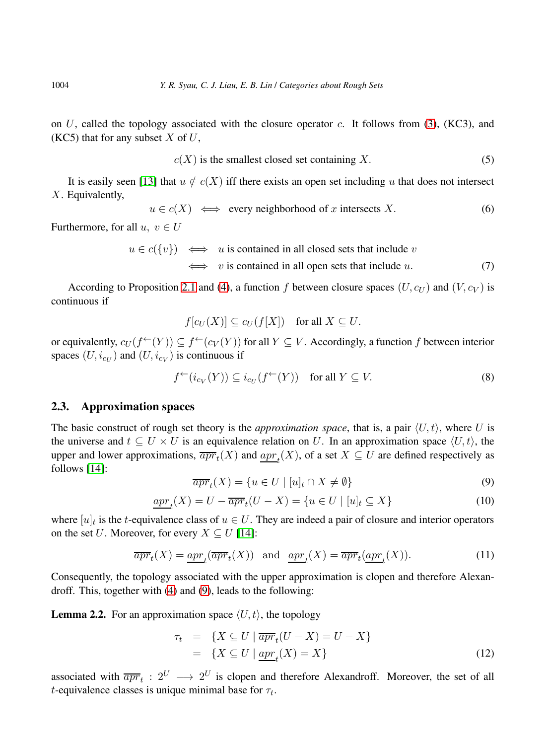on $U$, called the topology associated with the closure operator $c$. It follows from (3), (KC3), and (KC5) that for any subset $X$ of $U$,

$$c(X) \text{ is the smallest closed set containing } X. \tag{5}$$

It is easily seen [13] that $u \notin c(X)$ iff there exists an open set including $u$ that does not intersect $X$. Equivalently,

$$u \in c(X) \iff \text{every neighborhood of } x \text{ intersects } X. \tag{6}$$

Furthermore, for all $u,\ v \in U$

$$\begin{aligned} u \in c(\{v\}) &\iff u \text{ is contained in all closed sets that include } v \\ &\iff v \text{ is contained in all open sets that include } u. \end{aligned} \tag{7}$$

According to Proposition 2.1 and (4), a function $f$ between closure spaces $(U, c_U)$ and $(V, c_V)$ is continuous if

$$f[c_U(X)] \subseteq c_U(f[X]) \quad \text{for all } X \subseteq U.$$

or equivalently, $c_U(f^{\leftarrow}(Y)) \subseteq f^{\leftarrow}(c_V(Y))$ for all $Y \subseteq V$. Accordingly, a function $f$ between interior spaces $(U, i_{c_U})$ and $(U, i_{c_V})$ is continuous if

$$f^{\leftarrow}(i_{c_V}(Y)) \subseteq i_{c_U}(f^{\leftarrow}(Y)) \quad \text{for all } Y \subseteq V. \tag{8}$$

## 2.3. Approximation spaces

The basic construct of rough set theory is the *approximation space*, that is, a pair $\langle U, t\rangle$, where $U$ is the universe and $t \subseteq U \times U$ is an equivalence relation on $U$. In an approximation space $\langle U, t\rangle$, the upper and lower approximations, $\overline{apr}_t(X)$ and $\underline{apr}_t(X)$, of a set $X \subseteq U$ are defined respectively as follows [14]:

$$\overline{apr}_t(X) = \{u \in U \mid [u]_t \cap X \neq \emptyset\} \tag{9}$$

$$\underline{apr}_t(X) = U - \overline{apr}_t(U - X) = \{u \in U \mid [u]_t \subseteq X\} \tag{10}$$

where $[u]_t$ is the $t$-equivalence class of $u \in U$. They are indeed a pair of closure and interior operators on the set $U$. Moreover, for every $X \subseteq U$ [14]:

$$\overline{apr}_t(X) = \underline{apr}_t(\overline{apr}_t(X)) \quad \text{and} \quad \underline{apr}_t(X) = \overline{apr}_t(\underline{apr}_t(X)). \tag{11}$$

Consequently, the topology associated with the upper approximation is clopen and therefore Alexandroff. This, together with (4) and (9), leads to the following:

**Lemma 2.2.** For an approximation space $\langle U, t\rangle$, the topology

$$\begin{aligned} \tau_t &= \{X \subseteq U \mid \overline{apr}_t(U - X) = U - X\} \\ &= \{X \subseteq U \mid \underline{apr}_t(X) = X\} \end{aligned} \tag{12}$$

associated with $\overline{apr}_t : 2^U \longrightarrow 2^U$ is clopen and therefore Alexandroff. Moreover, the set of all $t$-equivalence classes is unique minimal base for $\tau_t$.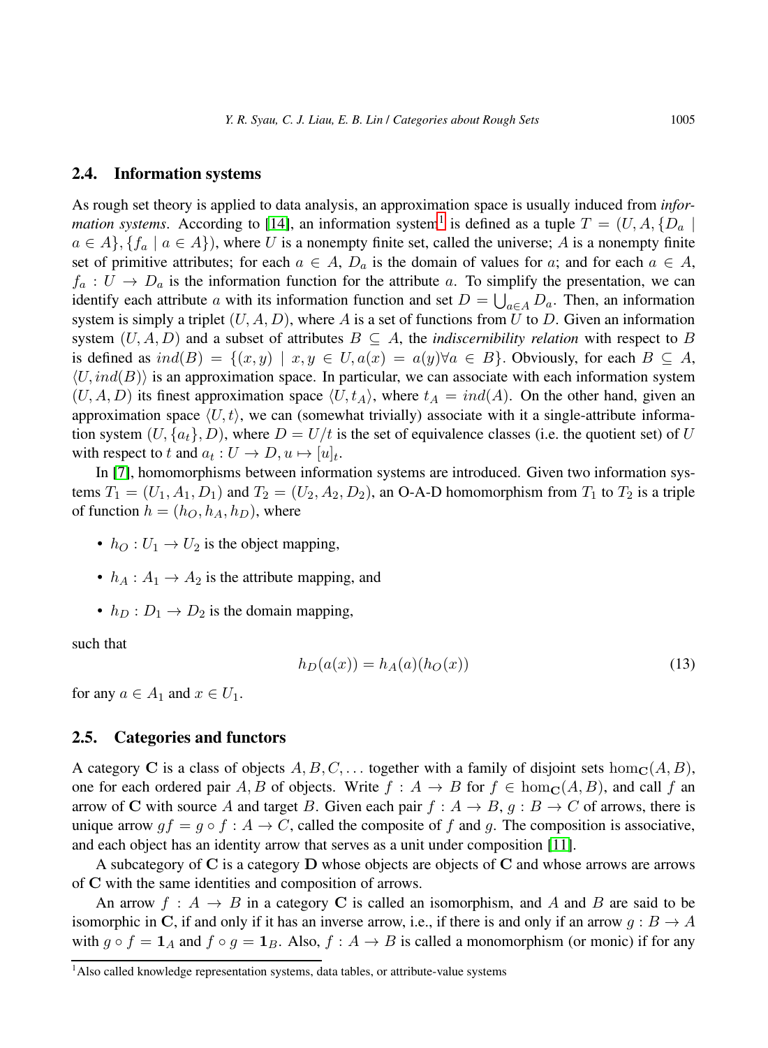### 2.4. Information systems

As rough set theory is applied to data analysis, an approximation space is usually induced from *information systems*. According to [14], an information system[1] is defined as a tuple $T = (U, A, \{D_a \mid a \in A\}, \{f_a \mid a \in A\})$, where $U$ is a nonempty finite set, called the universe; $A$ is a nonempty finite set of primitive attributes; for each $a \in A$, $D_a$ is the domain of values for $a$; and for each $a \in A$, $f_a : U \to D_a$ is the information function for the attribute $a$. To simplify the presentation, we can identify each attribute $a$ with its information function and set $D = \bigcup_{a \in A} D_a$. Then, an information system is simply a triplet $(U, A, D)$, where $A$ is a set of functions from $U$ to $D$. Given an information system $(U, A, D)$ and a subset of attributes $B \subseteq A$, the *indiscernibility relation* with respect to $B$ is defined as $ind(B) = \{(x, y) \mid x, y \in U, a(x) = a(y) \forall a \in B\}$. Obviously, for each $B \subseteq A$, $\langle U, ind(B) \rangle$ is an approximation space. In particular, we can associate with each information system $(U, A, D)$ its finest approximation space $\langle U, t_A \rangle$, where $t_A = ind(A)$. On the other hand, given an approximation space $\langle U, t \rangle$, we can (somewhat trivially) associate with it a single-attribute information system $(U, \{a_t\}, D)$, where $D = U/t$ is the set of equivalence classes (i.e. the quotient set) of $U$ with respect to $t$ and $a_t : U \to D, u \mapsto [u]_t$.

In [7], homomorphisms between information systems are introduced. Given two information systems $T_1 = (U_1, A_1, D_1)$ and $T_2 = (U_2, A_2, D_2)$, an O-A-D homomorphism from $T_1$ to $T_2$ is a triple of function $h = (h_O, h_A, h_D)$, where

- $h_O : U_1 \to U_2$ is the object mapping,
- $h_A : A_1 \to A_2$ is the attribute mapping, and
- $h_D : D_1 \to D_2$ is the domain mapping,

such that

$$h_D(a(x)) = h_A(a)(h_O(x)) \tag{13}$$

for any $a \in A_1$ and $x \in U_1$.

### 2.5. Categories and functors

A category $\mathbf{C}$ is a class of objects $A, B, C, \ldots$ together with a family of disjoint sets $\hom_{\mathbf{C}}(A, B)$, one for each ordered pair $A, B$ of objects. Write $f : A \to B$ for $f \in \hom_{\mathbf{C}}(A, B)$, and call $f$ an arrow of $\mathbf{C}$ with source $A$ and target $B$. Given each pair $f : A \to B$, $g : B \to C$ of arrows, there is unique arrow $gf = g \circ f : A \to C$, called the composite of $f$ and $g$. The composition is associative, and each object has an identity arrow that serves as a unit under composition [11].

A subcategory of $\mathbf{C}$ is a category $\mathbf{D}$ whose objects are objects of $\mathbf{C}$ and whose arrows are arrows of $\mathbf{C}$ with the same identities and composition of arrows.

An arrow $f : A \to B$ in a category $\mathbf{C}$ is called an isomorphism, and $A$ and $B$ are said to be isomorphic in $\mathbf{C}$, if and only if it has an inverse arrow, i.e., if there is and only if an arrow $g : B \to A$ with $g \circ f = \mathbf{1}_A$ and $f \circ g = \mathbf{1}_B$. Also, $f : A \to B$ is called a monomorphism (or monic) if for any

[1] Also called knowledge representation systems, data tables, or attribute-value systems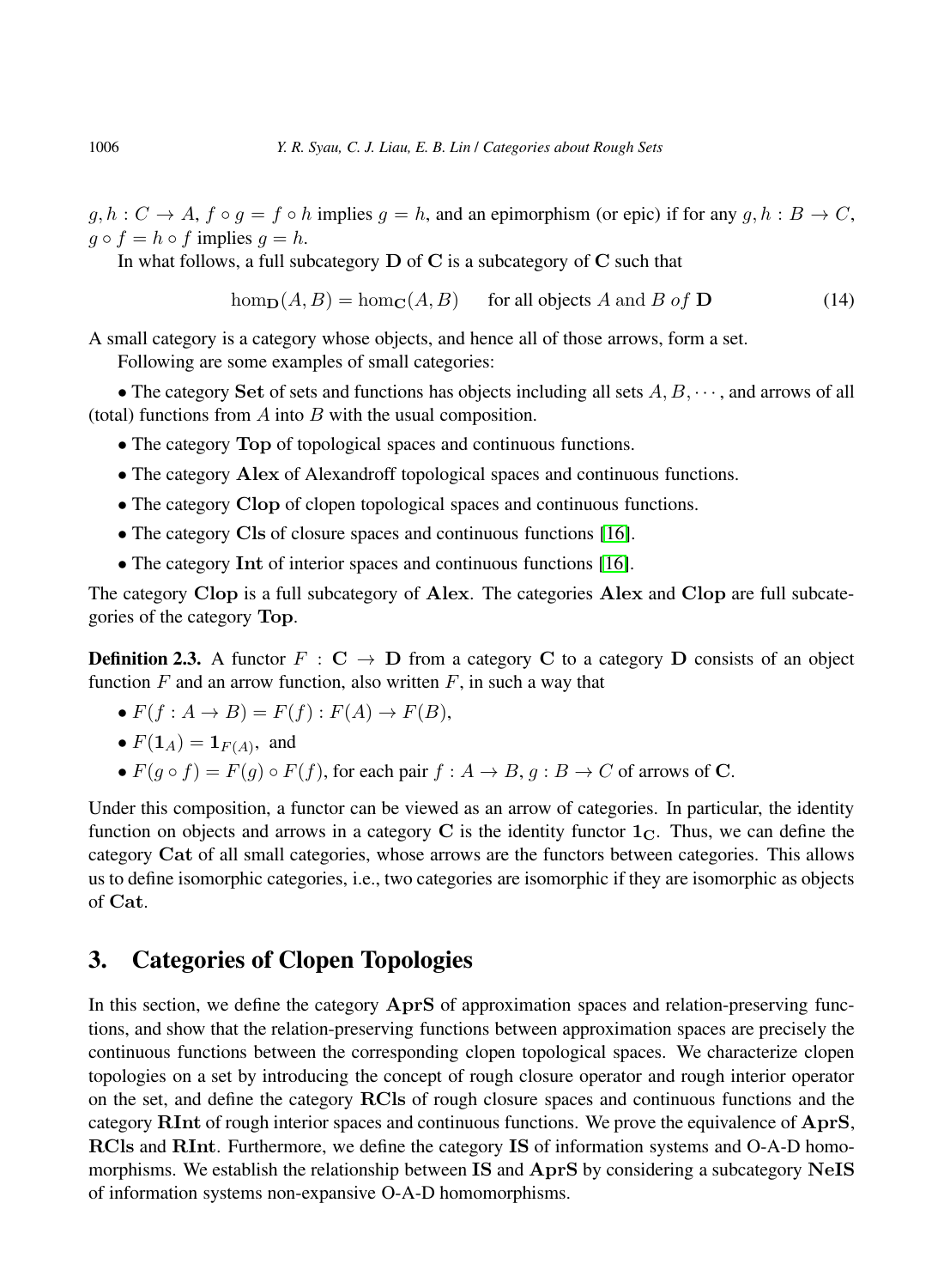$g, h : C \to A$, $f \circ g = f \circ h$ implies $g = h$, and an epimorphism (or epic) if for any $g, h : B \to C$, $g \circ f = h \circ f$ implies $g = h$.

In what follows, a full subcategory $\mathbf{D}$ of $\mathbf{C}$ is a subcategory of $\mathbf{C}$ such that

$$\hom_{\mathbf{D}}(A, B) = \hom_{\mathbf{C}}(A, B) \qquad \text{for all objects } A \text{ and } B \text{ } of \text{ } \mathbf{D} \tag{14}$$

A small category is a category whose objects, and hence all of those arrows, form a set.

Following are some examples of small categories:

- The category $\mathbf{Set}$ of sets and functions has objects including all sets $A, B, \cdots$, and arrows of all (total) functions from $A$ into $B$ with the usual composition.
- The category $\mathbf{Top}$ of topological spaces and continuous functions.
- The category $\mathbf{Alex}$ of Alexandroff topological spaces and continuous functions.
- The category $\mathbf{Clop}$ of clopen topological spaces and continuous functions.
- The category $\mathbf{Cls}$ of closure spaces and continuous functions [16].
- The category $\mathbf{Int}$ of interior spaces and continuous functions [16].

The category $\mathbf{Clop}$ is a full subcategory of $\mathbf{Alex}$. The categories $\mathbf{Alex}$ and $\mathbf{Clop}$ are full subcategories of the category $\mathbf{Top}$.

**Definition 2.3.** A functor $F : \mathbf{C} \to \mathbf{D}$ from a category $\mathbf{C}$ to a category $\mathbf{D}$ consists of an object function $F$ and an arrow function, also written $F$, in such a way that

- $F(f : A \to B) = F(f) : F(A) \to F(B)$,
- $F(\mathbf{1}_A) = \mathbf{1}_{F(A)}$, and
- $F(g \circ f) = F(g) \circ F(f)$, for each pair $f : A \to B$, $g : B \to C$ of arrows of $\mathbf{C}$.

Under this composition, a functor can be viewed as an arrow of categories. In particular, the identity function on objects and arrows in a category $\mathbf{C}$ is the identity functor $\mathbf{1}_{\mathbf{C}}$. Thus, we can define the category $\mathbf{Cat}$ of all small categories, whose arrows are the functors between categories. This allows us to define isomorphic categories, i.e., two categories are isomorphic if they are isomorphic as objects of $\mathbf{Cat}$.

## 3. Categories of Clopen Topologies

In this section, we define the category $\mathbf{AprS}$ of approximation spaces and relation-preserving functions, and show that the relation-preserving functions between approximation spaces are precisely the continuous functions between the corresponding clopen topological spaces. We characterize clopen topologies on a set by introducing the concept of rough closure operator and rough interior operator on the set, and define the category $\mathbf{RCls}$ of rough closure spaces and continuous functions and the category $\mathbf{RInt}$ of rough interior spaces and continuous functions. We prove the equivalence of $\mathbf{AprS}$, $\mathbf{RCls}$ and $\mathbf{RInt}$. Furthermore, we define the category $\mathbf{IS}$ of information systems and O-A-D homomorphisms. We establish the relationship between $\mathbf{IS}$ and $\mathbf{AprS}$ by considering a subcategory $\mathbf{NeIS}$ of information systems non-expansive O-A-D homomorphisms.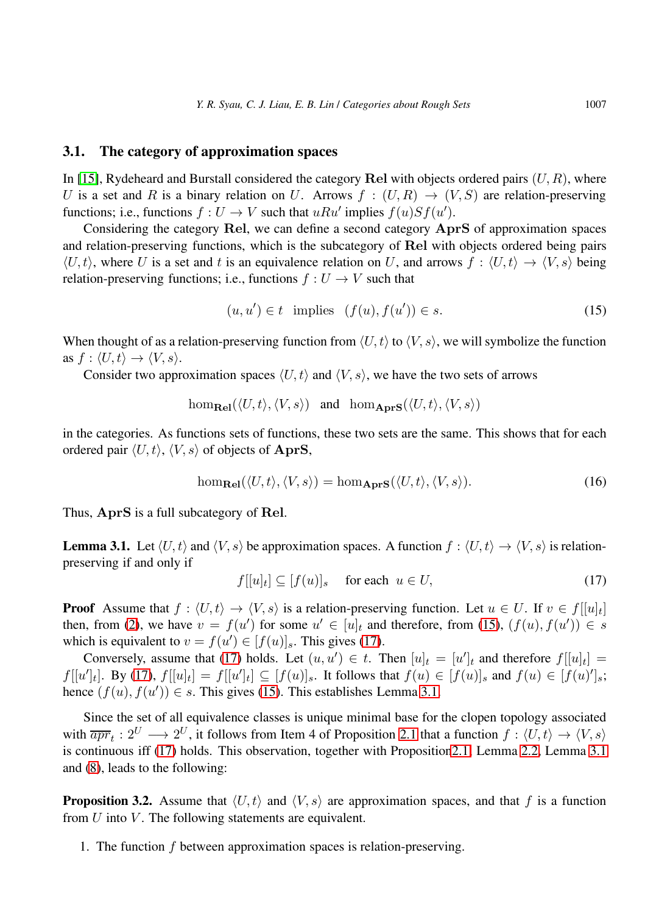### 3.1. The category of approximation spaces

In [15], Rydeheard and Burstall considered the category $\mathbf{Rel}$ with objects ordered pairs $(U, R)$, where $U$ is a set and $R$ is a binary relation on $U$. Arrows $f : (U, R) \to (V, S)$ are relation-preserving functions; i.e., functions $f : U \to V$ such that $uRu'$ implies $f(u)Sf(u')$.

Considering the category $\mathbf{Rel}$, we can define a second category $\mathbf{AprS}$ of approximation spaces and relation-preserving functions, which is the subcategory of $\mathbf{Rel}$ with objects ordered being pairs $\langle U, t\rangle$, where $U$ is a set and $t$ is an equivalence relation on $U$, and arrows $f : \langle U, t\rangle \to \langle V, s\rangle$ being relation-preserving functions; i.e., functions $f : U \to V$ such that

$$(u, u') \in t \ \text{ implies } \ (f(u), f(u')) \in s. \tag{15}$$

When thought of as a relation-preserving function from $\langle U, t\rangle$ to $\langle V, s\rangle$, we will symbolize the function as $f : \langle U, t\rangle \to \langle V, s\rangle$.

Consider two approximation spaces $\langle U, t\rangle$ and $\langle V, s\rangle$, we have the two sets of arrows

$$\hom_{\mathbf{Rel}}(\langle U, t\rangle, \langle V, s\rangle) \ \text{ and } \ \hom_{\mathbf{AprS}}(\langle U, t\rangle, \langle V, s\rangle)$$

in the categories. As functions sets of functions, these two sets are the same. This shows that for each ordered pair $\langle U, t\rangle$, $\langle V, s\rangle$ of objects of $\mathbf{AprS}$,

$$\hom_{\mathbf{Rel}}(\langle U, t\rangle, \langle V, s\rangle) = \hom_{\mathbf{AprS}}(\langle U, t\rangle, \langle V, s\rangle). \tag{16}$$

Thus, $\mathbf{AprS}$ is a full subcategory of $\mathbf{Rel}$.

**Lemma 3.1.** Let $\langle U, t\rangle$ and $\langle V, s\rangle$ be approximation spaces. A function $f : \langle U, t\rangle \to \langle V, s\rangle$ is relation-preserving if and only if

$$f[[u]_t] \subseteq [f(u)]_s \quad \text{for each } \ u \in U, \tag{17}$$

**Proof** Assume that $f : \langle U, t\rangle \to \langle V, s\rangle$ is a relation-preserving function. Let $u \in U$. If $v \in f[[u]_t]$ then, from (2), we have $v = f(u')$ for some $u' \in [u]_t$ and therefore, from (15), $(f(u), f(u')) \in s$ which is equivalent to $v = f(u') \in [f(u)]_s$. This gives (17).

Conversely, assume that (17) holds. Let $(u, u') \in t$. Then $[u]_t = [u']_t$ and therefore $f[[u]_t] = f[[u']_t]$. By (17), $f[[u]_t] = f[[u']_t] \subseteq [f(u)]_s$. It follows that $f(u) \in [f(u)]_s$ and $f(u) \in [f(u)']_s$; hence $(f(u), f(u')) \in s$. This gives (15). This establishes Lemma 3.1.

Since the set of all equivalence classes is unique minimal base for the clopen topology associated with $\overline{apr}_t : 2^U \longrightarrow 2^U$, it follows from Item 4 of Proposition 2.1 that a function $f : \langle U, t\rangle \to \langle V, s\rangle$ is continuous iff (17) holds. This observation, together with Proposition 2.1, Lemma 2.2, Lemma 3.1 and (8), leads to the following:

**Proposition 3.2.** Assume that $\langle U, t\rangle$ and $\langle V, s\rangle$ are approximation spaces, and that $f$ is a function from $U$ into $V$. The following statements are equivalent.

1. The function $f$ between approximation spaces is relation-preserving.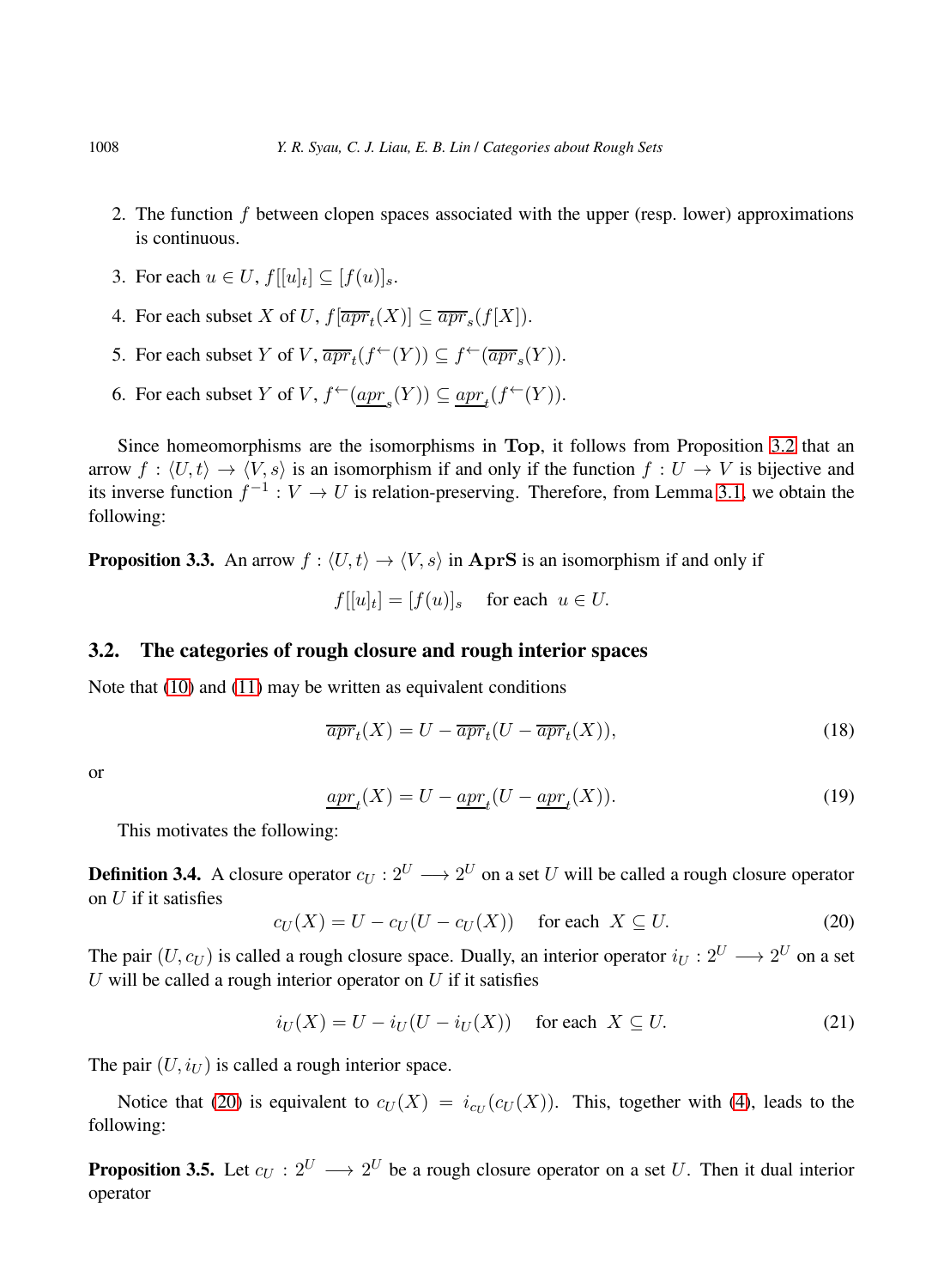2. The function $f$ between clopen spaces associated with the upper (resp. lower) approximations is continuous.

3. For each $u \in U$, $f[[u]_t] \subseteq [f(u)]_s$.

4. For each subset $X$ of $U$, $f[\overline{apr}_t(X)] \subseteq \overline{apr}_s(f[X])$.

5. For each subset $Y$ of $V$, $\overline{apr}_t(f^{\leftarrow}(Y)) \subseteq f^{\leftarrow}(\overline{apr}_s(Y))$.

6. For each subset $Y$ of $V$, $f^{\leftarrow}(\underline{apr}_s(Y)) \subseteq \underline{apr}_t(f^{\leftarrow}(Y))$.

Since homeomorphisms are the isomorphisms in **Top**, it follows from Proposition 3.2 that an arrow $f : \langle U, t\rangle \to \langle V, s\rangle$ is an isomorphism if and only if the function $f : U \to V$ is bijective and its inverse function $f^{-1} : V \to U$ is relation-preserving. Therefore, from Lemma 3.1, we obtain the following:

**Proposition 3.3.** An arrow $f : \langle U, t\rangle \to \langle V, s\rangle$ in **AprS** is an isomorphism if and only if

$$f[[u]_t] = [f(u)]_s \quad \text{for each } \ u \in U.$$

### 3.2. The categories of rough closure and rough interior spaces

Note that (10) and (11) may be written as equivalent conditions

$$\overline{apr}_t(X) = U - \overline{apr}_t(U - \overline{apr}_t(X)), \tag{18}$$

or

$$\underline{apr}_t(X) = U - \underline{apr}_t(U - \underline{apr}_t(X)). \tag{19}$$

This motivates the following:

**Definition 3.4.** A closure operator $c_U : 2^U \longrightarrow 2^U$ on a set $U$ will be called a rough closure operator on $U$ if it satisfies

$$c_U(X) = U - c_U(U - c_U(X)) \quad \text{for each } \ X \subseteq U. \tag{20}$$

The pair $(U, c_U)$ is called a rough closure space. Dually, an interior operator $i_U : 2^U \longrightarrow 2^U$ on a set $U$ will be called a rough interior operator on $U$ if it satisfies

$$i_U(X) = U - i_U(U - i_U(X)) \quad \text{for each } \ X \subseteq U. \tag{21}$$

The pair $(U, i_U)$ is called a rough interior space.

Notice that (20) is equivalent to $c_U(X) = i_{c_U}(c_U(X))$. This, together with (4), leads to the following:

**Proposition 3.5.** Let $c_U : 2^U \longrightarrow 2^U$ be a rough closure operator on a set $U$. Then it dual interior operator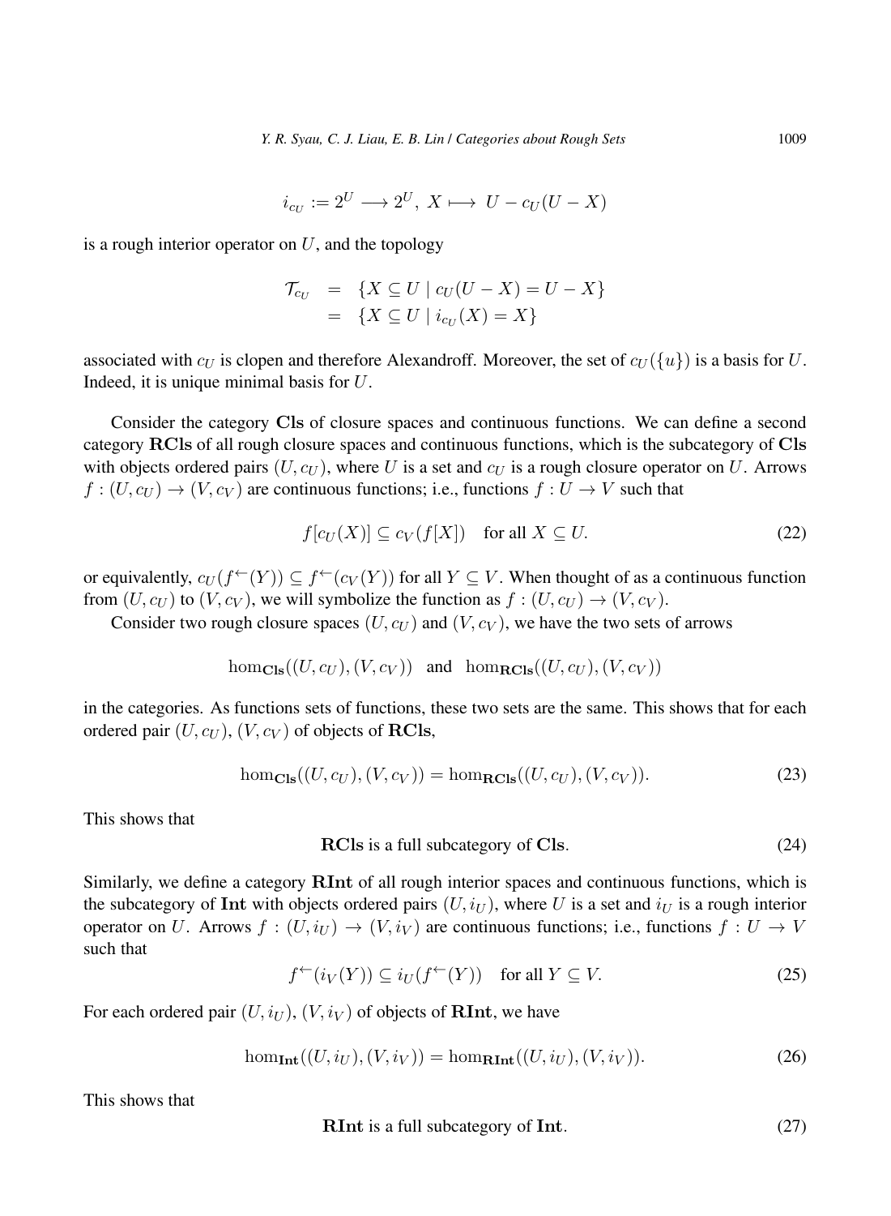$$i_{c_U} := 2^U \longrightarrow 2^U,\ X \longmapsto\ U - c_U(U - X)$$

is a rough interior operator on $U$, and the topology

$$\begin{aligned}\mathcal{T}_{c_U} &= \{X \subseteq U \mid c_U(U - X) = U - X\} \\ &= \{X \subseteq U \mid i_{c_U}(X) = X\}\end{aligned}$$

associated with $c_U$ is clopen and therefore Alexandroff. Moreover, the set of $c_U(\{u\})$ is a basis for $U$. Indeed, it is unique minimal basis for $U$.

Consider the category **Cls** of closure spaces and continuous functions. We can define a second category **RCls** of all rough closure spaces and continuous functions, which is the subcategory of **Cls** with objects ordered pairs $(U, c_U)$, where $U$ is a set and $c_U$ is a rough closure operator on $U$. Arrows $f : (U, c_U) \to (V, c_V)$ are continuous functions; i.e., functions $f : U \to V$ such that

$$f[c_U(X)] \subseteq c_V(f[X]) \quad \text{for all } X \subseteq U. \tag{22}$$

or equivalently, $c_U(f^{\leftarrow}(Y)) \subseteq f^{\leftarrow}(c_V(Y))$ for all $Y \subseteq V$. When thought of as a continuous function from $(U, c_U)$ to $(V, c_V)$, we will symbolize the function as $f : (U, c_U) \to (V, c_V)$.

Consider two rough closure spaces $(U, c_U)$ and $(V, c_V)$, we have the two sets of arrows

$$\hom_{\mathbf{Cls}}((U, c_U), (V, c_V)) \quad \text{and} \quad \hom_{\mathbf{RCls}}((U, c_U), (V, c_V))$$

in the categories. As functions sets of functions, these two sets are the same. This shows that for each ordered pair $(U, c_U)$, $(V, c_V)$ of objects of **RCls**,

$$\hom_{\mathbf{Cls}}((U, c_U), (V, c_V)) = \hom_{\mathbf{RCls}}((U, c_U), (V, c_V)). \tag{23}$$

This shows that

$$\mathbf{RCls} \text{ is a full subcategory of } \mathbf{Cls}. \tag{24}$$

Similarly, we define a category **RInt** of all rough interior spaces and continuous functions, which is the subcategory of **Int** with objects ordered pairs $(U, i_U)$, where $U$ is a set and $i_U$ is a rough interior operator on $U$. Arrows $f : (U, i_U) \to (V, i_V)$ are continuous functions; i.e., functions $f : U \to V$ such that

$$f^{\leftarrow}(i_V(Y)) \subseteq i_U(f^{\leftarrow}(Y)) \quad \text{for all } Y \subseteq V. \tag{25}$$

For each ordered pair $(U, i_U)$, $(V, i_V)$ of objects of **RInt**, we have

$$\hom_{\mathbf{Int}}((U, i_U), (V, i_V)) = \hom_{\mathbf{RInt}}((U, i_U), (V, i_V)). \tag{26}$$

This shows that

$$\mathbf{RInt} \text{ is a full subcategory of } \mathbf{Int}. \tag{27}$$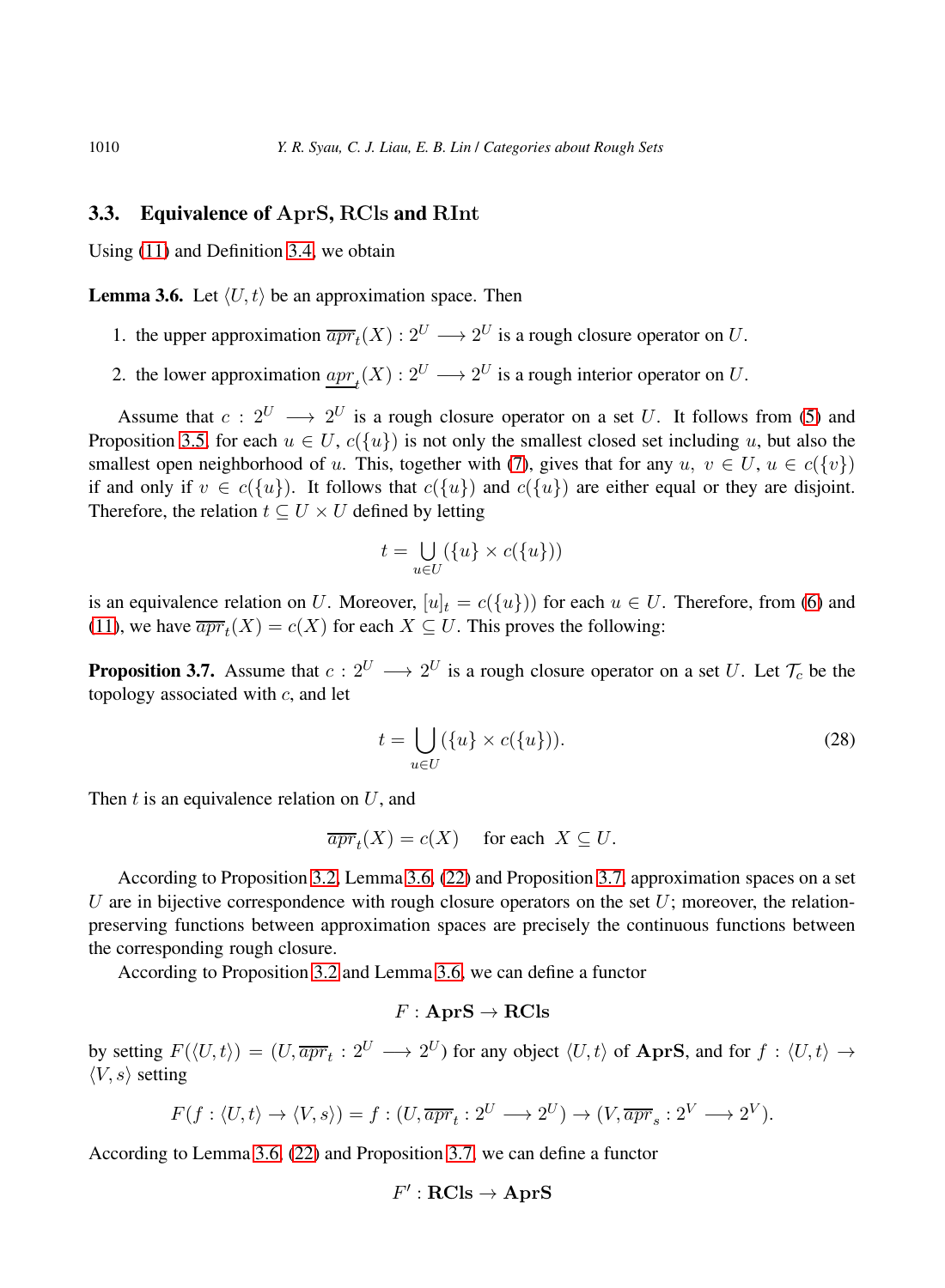### 3.3. Equivalence of $\mathbf{AprS}$, $\mathbf{RCls}$ and $\mathbf{RInt}$

Using (11) and Definition 3.4, we obtain

**Lemma 3.6.** Let $\langle U, t\rangle$ be an approximation space. Then

1. the upper approximation $\overline{apr}_t(X) : 2^U \longrightarrow 2^U$ is a rough closure operator on $U$.
2. the lower approximation $\underline{apr}_t(X) : 2^U \longrightarrow 2^U$ is a rough interior operator on $U$.

Assume that $c : 2^U \longrightarrow 2^U$ is a rough closure operator on a set $U$. It follows from (5) and Proposition 3.5, for each $u \in U$, $c(\{u\})$ is not only the smallest closed set including $u$, but also the smallest open neighborhood of $u$. This, together with (7), gives that for any $u,\ v \in U$, $u \in c(\{v\})$ if and only if $v \in c(\{u\})$. It follows that $c(\{u\})$ and $c(\{u\})$ are either equal or they are disjoint. Therefore, the relation $t \subseteq U \times U$ defined by letting

$$t = \bigcup_{u\in U} (\{u\} \times c(\{u\}))$$

is an equivalence relation on $U$. Moreover, $[u]_t = c(\{u\}))$ for each $u \in U$. Therefore, from (6) and (11), we have $\overline{apr}_t(X) = c(X)$ for each $X \subseteq U$. This proves the following:

**Proposition 3.7.** Assume that $c : 2^U \longrightarrow 2^U$ is a rough closure operator on a set $U$. Let $\mathcal{T}_c$ be the topology associated with $c$, and let

$$t = \bigcup_{u\in U} (\{u\} \times c(\{u\})). \tag{28}$$

Then $t$ is an equivalence relation on $U$, and

$$\overline{apr}_t(X) = c(X) \quad \text{for each } \ X \subseteq U.$$

According to Proposition 3.2, Lemma 3.6, (22) and Proposition 3.7, approximation spaces on a set $U$ are in bijective correspondence with rough closure operators on the set $U$; moreover, the relation-preserving functions between approximation spaces are precisely the continuous functions between the corresponding rough closure.

According to Proposition 3.2 and Lemma 3.6, we can define a functor

$$F : \mathbf{AprS} \to \mathbf{RCls}$$

by setting $F(\langle U, t\rangle) = (U, \overline{apr}_t : 2^U \longrightarrow 2^U)$ for any object $\langle U, t\rangle$ of $\mathbf{AprS}$, and for $f : \langle U, t\rangle \to \langle V, s\rangle$ setting

$$F(f : \langle U, t\rangle \to \langle V, s\rangle) = f : (U, \overline{apr}_t : 2^U \longrightarrow 2^U) \to (V, \overline{apr}_s : 2^V \longrightarrow 2^V).$$

According to Lemma 3.6, (22) and Proposition 3.7, we can define a functor

$$F' : \mathbf{RCls} \to \mathbf{AprS}$$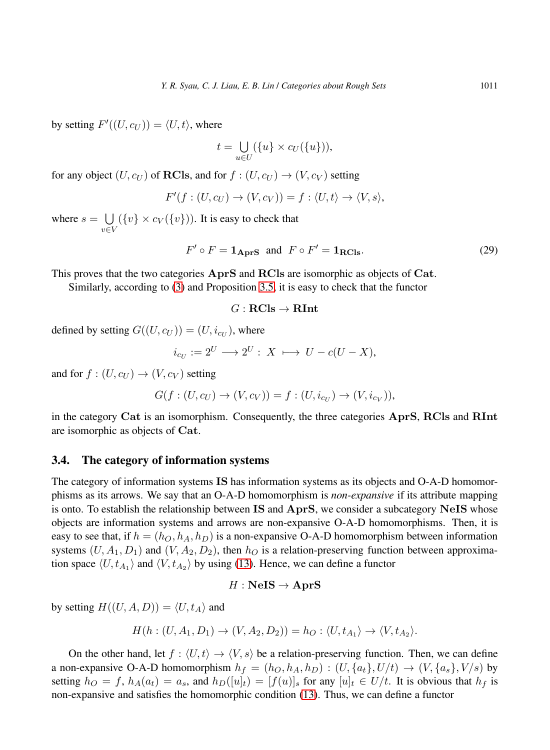by setting $F'((U, c_U)) = \langle U, t\rangle$, where

$$t = \bigcup_{u \in U} (\{u\} \times c_U(\{u\})),$$

for any object $(U, c_U)$ of **RCls**, and for $f : (U, c_U) \to (V, c_V)$ setting

$$F'(f : (U, c_U) \to (V, c_V)) = f : \langle U, t\rangle \to \langle V, s\rangle,$$

where $s = \bigcup_{v \in V} (\{v\} \times c_V(\{v\}))$. It is easy to check that

$$F' \circ F = \mathbf{1}_{\mathbf{AprS}} \text{ and } F \circ F' = \mathbf{1}_{\mathbf{RCls}}. \tag{29}$$

This proves that the two categories **AprS** and **RCls** are isomorphic as objects of **Cat**.

Similarly, according to (3) and Proposition 3.5, it is easy to check that the functor

$$G : \mathbf{RCls} \to \mathbf{RInt}$$

defined by setting $G((U, c_U)) = (U, i_{c_U})$, where

$$i_{c_U} := 2^U \longrightarrow 2^U : X \longmapsto U - c(U - X),$$

and for $f : (U, c_U) \to (V, c_V)$ setting

$$G(f : (U, c_U) \to (V, c_V)) = f : (U, i_{c_U}) \to (V, i_{c_V})),$$

in the category **Cat** is an isomorphism. Consequently, the three categories **AprS**, **RCls** and **RInt** are isomorphic as objects of **Cat**.

### 3.4. The category of information systems

The category of information systems **IS** has information systems as its objects and O-A-D homomorphisms as its arrows. We say that an O-A-D homomorphism is *non-expansive* if its attribute mapping is onto. To establish the relationship between **IS** and **AprS**, we consider a subcategory **NeIS** whose objects are information systems and arrows are non-expansive O-A-D homomorphisms. Then, it is easy to see that, if $h = (h_O, h_A, h_D)$ is a non-expansive O-A-D homomorphism between information systems $(U, A_1, D_1)$ and $(V, A_2, D_2)$, then $h_O$ is a relation-preserving function between approximation space $\langle U, t_{A_1}\rangle$ and $\langle V, t_{A_2}\rangle$ by using (13). Hence, we can define a functor

$$H : \mathbf{NeIS} \to \mathbf{AprS}$$

by setting $H((U, A, D)) = \langle U, t_A\rangle$ and

$$H(h : (U, A_1, D_1) \to (V, A_2, D_2)) = h_O : \langle U, t_{A_1}\rangle \to \langle V, t_{A_2}\rangle.$$

On the other hand, let $f : \langle U, t\rangle \to \langle V, s\rangle$ be a relation-preserving function. Then, we can define a non-expansive O-A-D homomorphism $h_f = (h_O, h_A, h_D) : (U, \{a_t\}, U/t) \to (V, \{a_s\}, V/s)$ by setting $h_O = f$, $h_A(a_t) = a_s$, and $h_D([u]_t) = [f(u)]_s$ for any $[u]_t \in U/t$. It is obvious that $h_f$ is non-expansive and satisfies the homomorphic condition (13). Thus, we can define a functor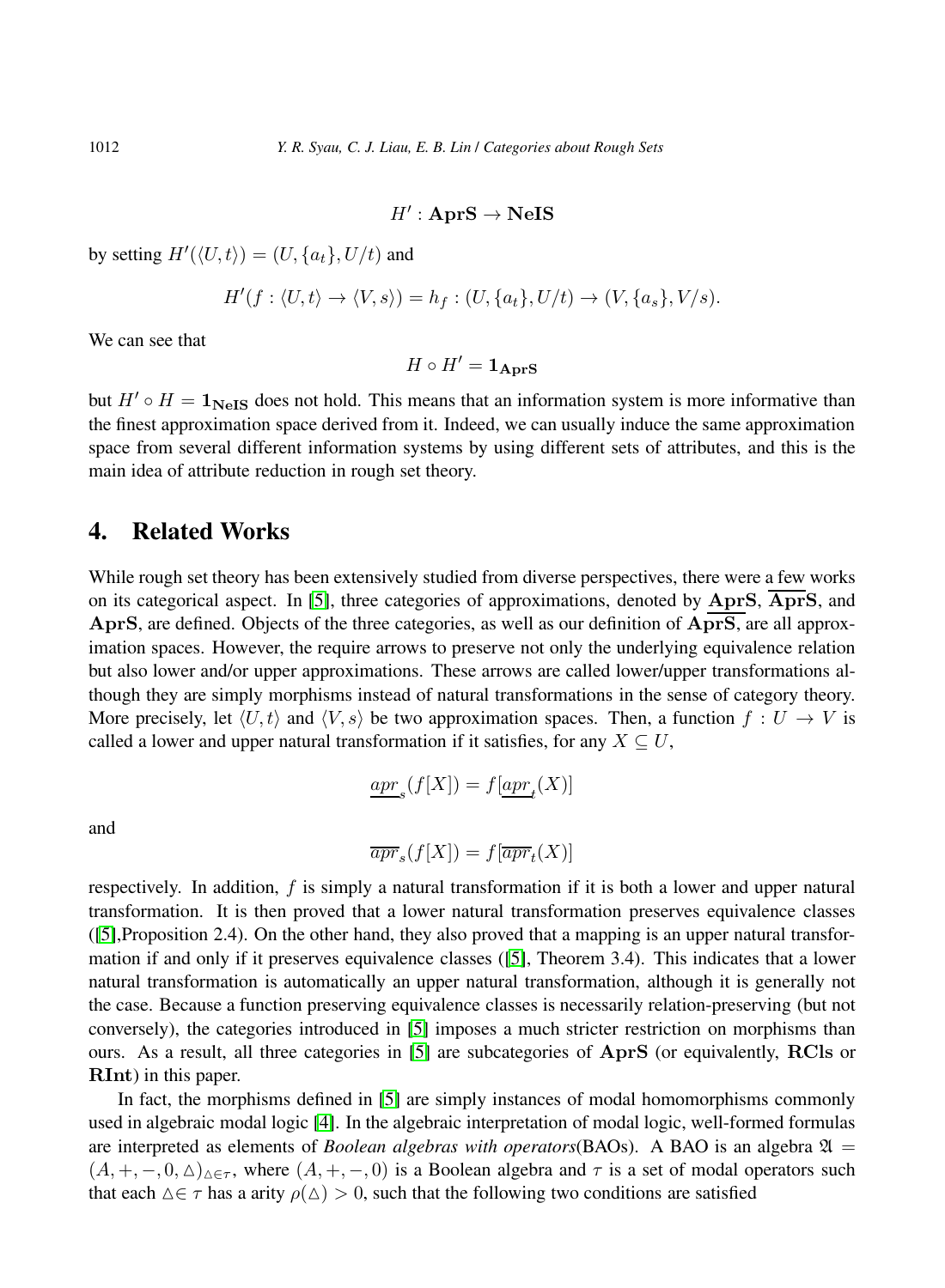$$H' : \mathbf{AprS} \to \mathbf{NeIS}$$

by setting $H'(\langle U, t\rangle) = (U, \{a_t\}, U/t)$ and

$$H'(f : \langle U, t\rangle \to \langle V, s\rangle) = h_f : (U, \{a_t\}, U/t) \to (V, \{a_s\}, V/s).$$

We can see that

$$H \circ H' = \mathbf{1_{AprS}}$$

but $H' \circ H = \mathbf{1_{NeIS}}$ does not hold. This means that an information system is more informative than the finest approximation space derived from it. Indeed, we can usually induce the same approximation space from several different information systems by using different sets of attributes, and this is the main idea of attribute reduction in rough set theory.

## 4. Related Works

While rough set theory has been extensively studied from diverse perspectives, there were a few works on its categorical aspect. In [5], three categories of approximations, denoted by $\underline{\mathbf{AprS}}$, $\overline{\mathbf{AprS}}$, and $\mathbf{AprS}$, are defined. Objects of the three categories, as well as our definition of $\mathbf{AprS}$, are all approximation spaces. However, the require arrows to preserve not only the underlying equivalence relation but also lower and/or upper approximations. These arrows are called lower/upper transformations although they are simply morphisms instead of natural transformations in the sense of category theory. More precisely, let $\langle U, t\rangle$ and $\langle V, s\rangle$ be two approximation spaces. Then, a function $f : U \to V$ is called a lower and upper natural transformation if it satisfies, for any $X \subseteq U$,

$$\underline{apr}_s(f[X]) = f[\underline{apr}_t(X)]$$

and

$$\overline{apr}_s(f[X]) = f[\overline{apr}_t(X)]$$

respectively. In addition, $f$ is simply a natural transformation if it is both a lower and upper natural transformation. It is then proved that a lower natural transformation preserves equivalence classes ([5],Proposition 2.4). On the other hand, they also proved that a mapping is an upper natural transformation if and only if it preserves equivalence classes ([5], Theorem 3.4). This indicates that a lower natural transformation is automatically an upper natural transformation, although it is generally not the case. Because a function preserving equivalence classes is necessarily relation-preserving (but not conversely), the categories introduced in [5] imposes a much stricter restriction on morphisms than ours. As a result, all three categories in [5] are subcategories of $\mathbf{AprS}$ (or equivalently, $\mathbf{RCls}$ or $\mathbf{RInt}$) in this paper.

In fact, the morphisms defined in [5] are simply instances of modal homomorphisms commonly used in algebraic modal logic [4]. In the algebraic interpretation of modal logic, well-formed formulas are interpreted as elements of *Boolean algebras with operators*(BAOs). A BAO is an algebra $\mathfrak{A} = (A, +, -, 0, \triangle)_{\triangle \in \tau}$, where $(A, +, -, 0)$ is a Boolean algebra and $\tau$ is a set of modal operators such that each $\triangle \in \tau$ has a arity $\rho(\triangle) > 0$, such that the following two conditions are satisfied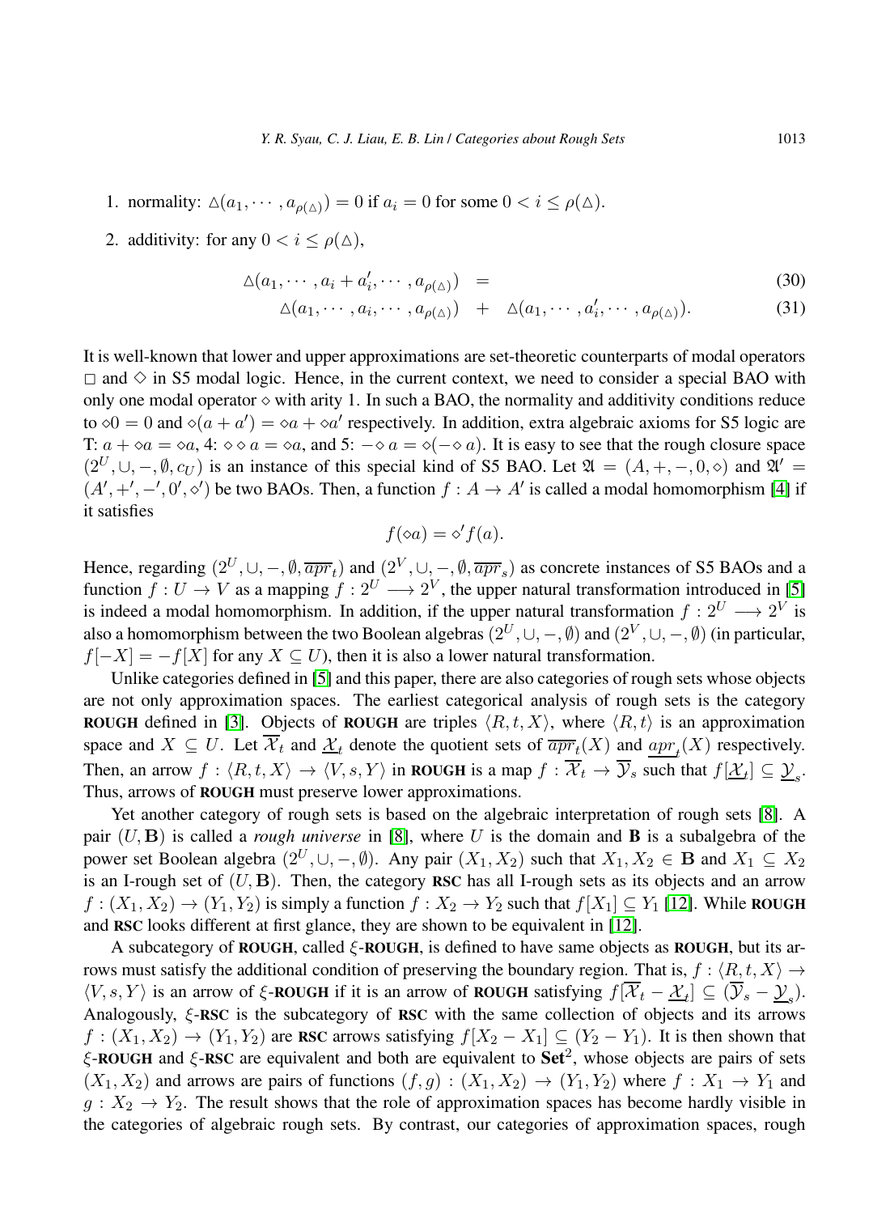1. normality: $\triangle(a_1, \cdots, a_{\rho(\triangle)}) = 0$ if $a_i = 0$ for some $0 < i \leq \rho(\triangle)$.
2. additivity: for any $0 < i \leq \rho(\triangle)$,

$$\triangle(a_1, \cdots, a_i + a'_i, \cdots, a_{\rho(\triangle)}) \quad = \tag{30}$$

$$\triangle(a_1, \cdots, a_i, \cdots, a_{\rho(\triangle)}) \quad + \quad \triangle(a_1, \cdots, a'_i, \cdots, a_{\rho(\triangle)}). \tag{31}$$

It is well-known that lower and upper approximations are set-theoretic counterparts of modal operators $\Box$ and $\Diamond$ in S5 modal logic. Hence, in the current context, we need to consider a special BAO with only one modal operator $\diamond$ with arity 1. In such a BAO, the normality and additivity conditions reduce to $\diamond 0 = 0$ and $\diamond(a + a') = \diamond a + \diamond a'$ respectively. In addition, extra algebraic axioms for S5 logic are T: $a + \diamond a = \diamond a$, 4: $\diamond \diamond a = \diamond a$, and 5: $- \diamond a = \diamond(- \diamond a)$. It is easy to see that the rough closure space $(2^U, \cup, -, \emptyset, c_U)$ is an instance of this special kind of S5 BAO. Let $\mathfrak{A} = (A, +, -, 0, \diamond)$ and $\mathfrak{A}' = (A', +', -', 0', \diamond')$ be two BAOs. Then, a function $f : A \to A'$ is called a modal homomorphism [4] if it satisfies

$$f(\diamond a) = \diamond' f(a).$$

Hence, regarding $(2^U, \cup, -, \emptyset, \overline{apr}_t)$ and $(2^V, \cup, -, \emptyset, \overline{apr}_s)$ as concrete instances of S5 BAOs and a function $f : U \to V$ as a mapping $f : 2^U \longrightarrow 2^V$, the upper natural transformation introduced in [5] is indeed a modal homomorphism. In addition, if the upper natural transformation $f : 2^U \longrightarrow 2^V$ is also a homomorphism between the two Boolean algebras $(2^U, \cup, -, \emptyset)$ and $(2^V, \cup, -, \emptyset)$ (in particular, $f[-X] = -f[X]$ for any $X \subseteq U$), then it is also a lower natural transformation.

Unlike categories defined in [5] and this paper, there are also categories of rough sets whose objects are not only approximation spaces. The earliest categorical analysis of rough sets is the category **ROUGH** defined in [3]. Objects of **ROUGH** are triples $\langle R, t, X \rangle$, where $\langle R, t \rangle$ is an approximation space and $X \subseteq U$. Let $\overline{\mathcal{X}}_t$ and $\underline{\mathcal{X}}_t$ denote the quotient sets of $\overline{apr}_t(X)$ and $\underline{apr}_t(X)$ respectively. Then, an arrow $f : \langle R, t, X \rangle \to \langle V, s, Y \rangle$ in **ROUGH** is a map $f : \overline{\mathcal{X}}_t \to \overline{\mathcal{Y}}_s$ such that $f[\underline{\mathcal{X}}_t] \subseteq \underline{\mathcal{Y}}_s$. Thus, arrows of **ROUGH** must preserve lower approximations.

Yet another category of rough sets is based on the algebraic interpretation of rough sets [8]. A pair $(U, \mathbf{B})$ is called a *rough universe* in [8], where $U$ is the domain and $\mathbf{B}$ is a subalgebra of the power set Boolean algebra $(2^U, \cup, -, \emptyset)$. Any pair $(X_1, X_2)$ such that $X_1, X_2 \in \mathbf{B}$ and $X_1 \subseteq X_2$ is an I-rough set of $(U, \mathbf{B})$. Then, the category **RSC** has all I-rough sets as its objects and an arrow $f : (X_1, X_2) \to (Y_1, Y_2)$ is simply a function $f : X_2 \to Y_2$ such that $f[X_1] \subseteq Y_1$ [12]. While **ROUGH** and **RSC** looks different at first glance, they are shown to be equivalent in [12].

A subcategory of **ROUGH**, called $\xi$-**ROUGH**, is defined to have same objects as **ROUGH**, but its arrows must satisfy the additional condition of preserving the boundary region. That is, $f : \langle R, t, X \rangle \to \langle V, s, Y \rangle$ is an arrow of $\xi$-**ROUGH** if it is an arrow of **ROUGH** satisfying $f[\overline{\mathcal{X}}_t - \underline{\mathcal{X}}_t] \subseteq (\overline{\mathcal{Y}}_s - \underline{\mathcal{Y}}_s)$. Analogously, $\xi$-**RSC** is the subcategory of **RSC** with the same collection of objects and its arrows $f : (X_1, X_2) \to (Y_1, Y_2)$ are **RSC** arrows satisfying $f[X_2 - X_1] \subseteq (Y_2 - Y_1)$. It is then shown that $\xi$-**ROUGH** and $\xi$-**RSC** are equivalent and both are equivalent to $\mathbf{Set}^2$, whose objects are pairs of sets $(X_1, X_2)$ and arrows are pairs of functions $(f, g) : (X_1, X_2) \to (Y_1, Y_2)$ where $f : X_1 \to Y_1$ and $g : X_2 \to Y_2$. The result shows that the role of approximation spaces has become hardly visible in the categories of algebraic rough sets. By contrast, our categories of approximation spaces, rough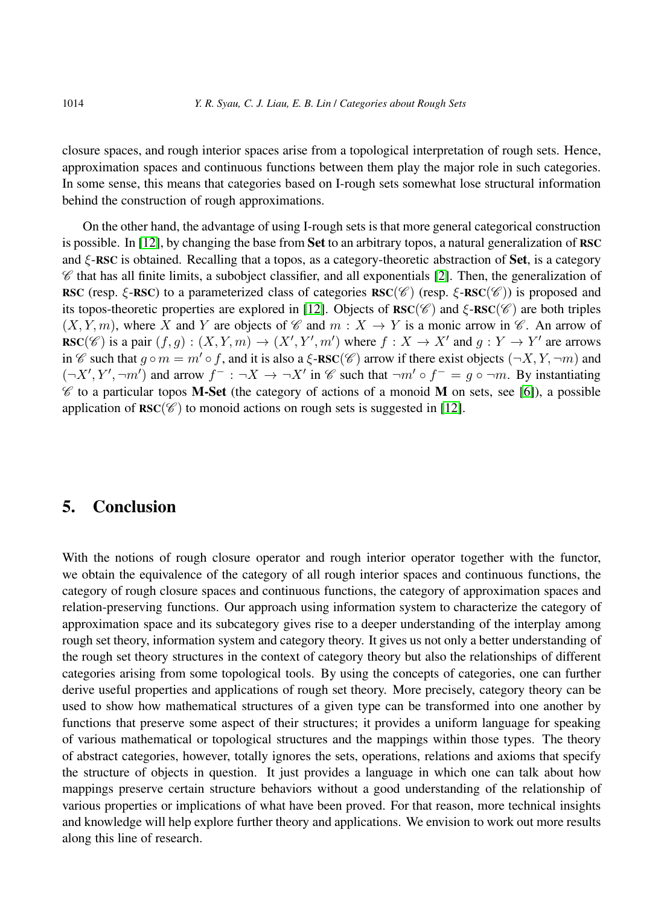closure spaces, and rough interior spaces arise from a topological interpretation of rough sets. Hence, approximation spaces and continuous functions between them play the major role in such categories. In some sense, this means that categories based on I-rough sets somewhat lose structural information behind the construction of rough approximations.

On the other hand, the advantage of using I-rough sets is that more general categorical construction is possible. In [12], by changing the base from **Set** to an arbitrary topos, a natural generalization of **RSC** and $\xi$-**RSC** is obtained. Recalling that a topos, as a category-theoretic abstraction of **Set**, is a category $\mathscr{C}$ that has all finite limits, a subobject classifier, and all exponentials [2]. Then, the generalization of **RSC** (resp. $\xi$-**RSC**) to a parameterized class of categories **RSC**($\mathscr{C}$) (resp. $\xi$-**RSC**($\mathscr{C}$)) is proposed and its topos-theoretic properties are explored in [12]. Objects of **RSC**($\mathscr{C}$) and $\xi$-**RSC**($\mathscr{C}$) are both triples $(X, Y, m)$, where $X$ and $Y$ are objects of $\mathscr{C}$ and $m : X \to Y$ is a monic arrow in $\mathscr{C}$. An arrow of **RSC**($\mathscr{C}$) is a pair $(f, g) : (X, Y, m) \to (X', Y', m')$ where $f : X \to X'$ and $g : Y \to Y'$ are arrows in $\mathscr{C}$ such that $g \circ m = m' \circ f$, and it is also a $\xi$-**RSC**($\mathscr{C}$) arrow if there exist objects $(\neg X, Y, \neg m)$ and $(\neg X', Y', \neg m')$ and arrow $f^- : \neg X \to \neg X'$ in $\mathscr{C}$ such that $\neg m' \circ f^- = g \circ \neg m$. By instantiating $\mathscr{C}$ to a particular topos **M-Set** (the category of actions of a monoid **M** on sets, see [6]), a possible application of **RSC**($\mathscr{C}$) to monoid actions on rough sets is suggested in [12].

## 5. Conclusion

With the notions of rough closure operator and rough interior operator together with the functor, we obtain the equivalence of the category of all rough interior spaces and continuous functions, the category of rough closure spaces and continuous functions, the category of approximation spaces and relation-preserving functions. Our approach using information system to characterize the category of approximation space and its subcategory gives rise to a deeper understanding of the interplay among rough set theory, information system and category theory. It gives us not only a better understanding of the rough set theory structures in the context of category theory but also the relationships of different categories arising from some topological tools. By using the concepts of categories, one can further derive useful properties and applications of rough set theory. More precisely, category theory can be used to show how mathematical structures of a given type can be transformed into one another by functions that preserve some aspect of their structures; it provides a uniform language for speaking of various mathematical or topological structures and the mappings within those types. The theory of abstract categories, however, totally ignores the sets, operations, relations and axioms that specify the structure of objects in question. It just provides a language in which one can talk about how mappings preserve certain structure behaviors without a good understanding of the relationship of various properties or implications of what have been proved. For that reason, more technical insights and knowledge will help explore further theory and applications. We envision to work out more results along this line of research.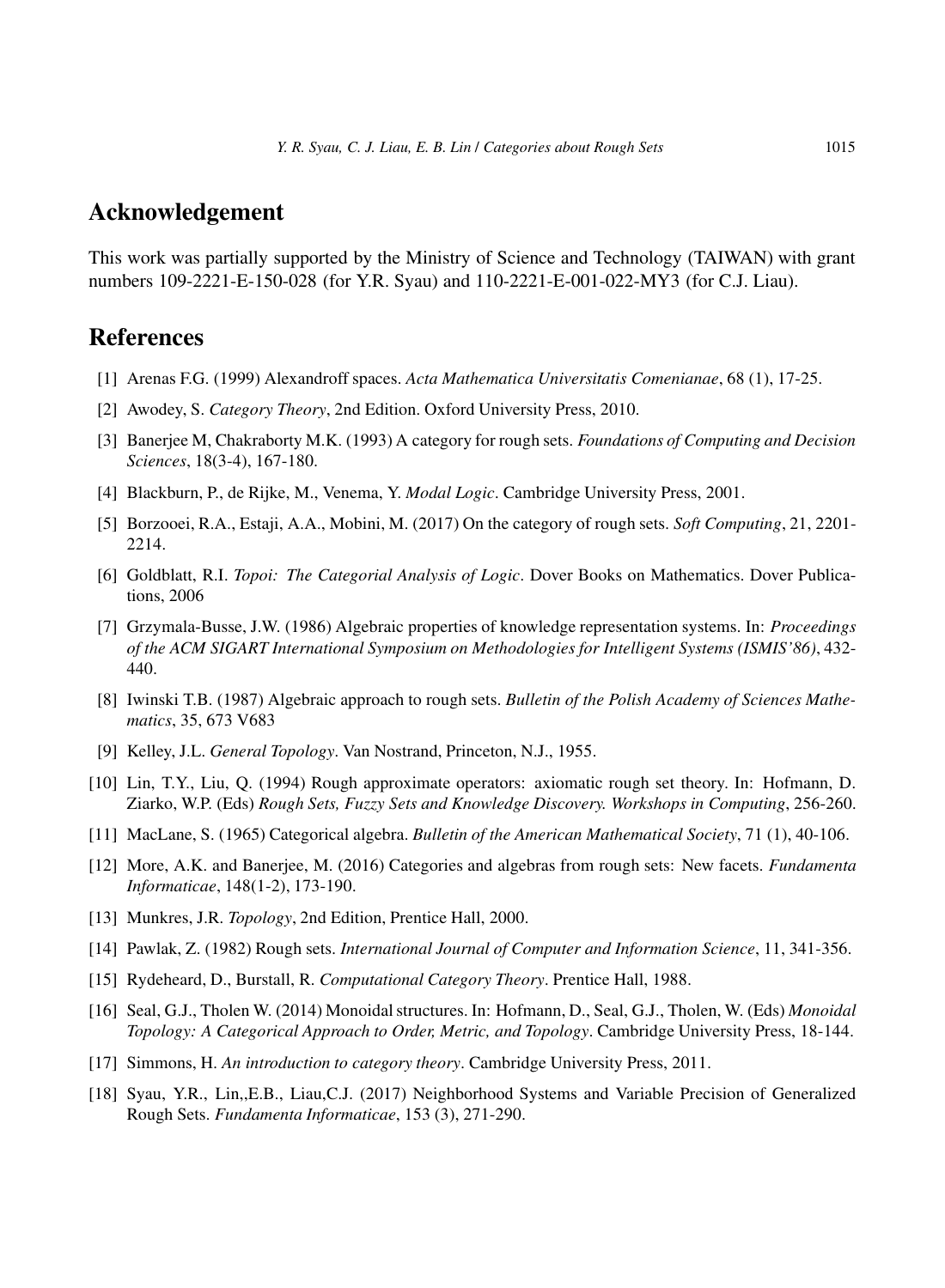## Acknowledgement

This work was partially supported by the Ministry of Science and Technology (TAIWAN) with grant numbers 109-2221-E-150-028 (for Y.R. Syau) and 110-2221-E-001-022-MY3 (for C.J. Liau).

## References

[1] Arenas F.G. (1999) Alexandroff spaces. *Acta Mathematica Universitatis Comenianae*, 68 (1), 17-25.

[2] Awodey, S. *Category Theory*, 2nd Edition. Oxford University Press, 2010.

[3] Banerjee M, Chakraborty M.K. (1993) A category for rough sets. *Foundations of Computing and Decision Sciences*, 18(3-4), 167-180.

[4] Blackburn, P., de Rijke, M., Venema, Y. *Modal Logic*. Cambridge University Press, 2001.

[5] Borzooei, R.A., Estaji, A.A., Mobini, M. (2017) On the category of rough sets. *Soft Computing*, 21, 2201-2214.

[6] Goldblatt, R.I. *Topoi: The Categorial Analysis of Logic*. Dover Books on Mathematics. Dover Publications, 2006

[7] Grzymala-Busse, J.W. (1986) Algebraic properties of knowledge representation systems. In: *Proceedings of the ACM SIGART International Symposium on Methodologies for Intelligent Systems (ISMIS'86)*, 432-440.

[8] Iwinski T.B. (1987) Algebraic approach to rough sets. *Bulletin of the Polish Academy of Sciences Mathematics*, 35, 673 V683

[9] Kelley, J.L. *General Topology*. Van Nostrand, Princeton, N.J., 1955.

[10] Lin, T.Y., Liu, Q. (1994) Rough approximate operators: axiomatic rough set theory. In: Hofmann, D. Ziarko, W.P. (Eds) *Rough Sets, Fuzzy Sets and Knowledge Discovery. Workshops in Computing*, 256-260.

[11] MacLane, S. (1965) Categorical algebra. *Bulletin of the American Mathematical Society*, 71 (1), 40-106.

[12] More, A.K. and Banerjee, M. (2016) Categories and algebras from rough sets: New facets. *Fundamenta Informaticae*, 148(1-2), 173-190.

[13] Munkres, J.R. *Topology*, 2nd Edition, Prentice Hall, 2000.

[14] Pawlak, Z. (1982) Rough sets. *International Journal of Computer and Information Science*, 11, 341-356.

[15] Rydeheard, D., Burstall, R. *Computational Category Theory*. Prentice Hall, 1988.

[16] Seal, G.J., Tholen W. (2014) Monoidal structures. In: Hofmann, D., Seal, G.J., Tholen, W. (Eds) *Monoidal Topology: A Categorical Approach to Order, Metric, and Topology*. Cambridge University Press, 18-144.

[17] Simmons, H. *An introduction to category theory*. Cambridge University Press, 2011.

[18] Syau, Y.R., Lin,,E.B., Liau,C.J. (2017) Neighborhood Systems and Variable Precision of Generalized Rough Sets. *Fundamenta Informaticae*, 153 (3), 271-290.